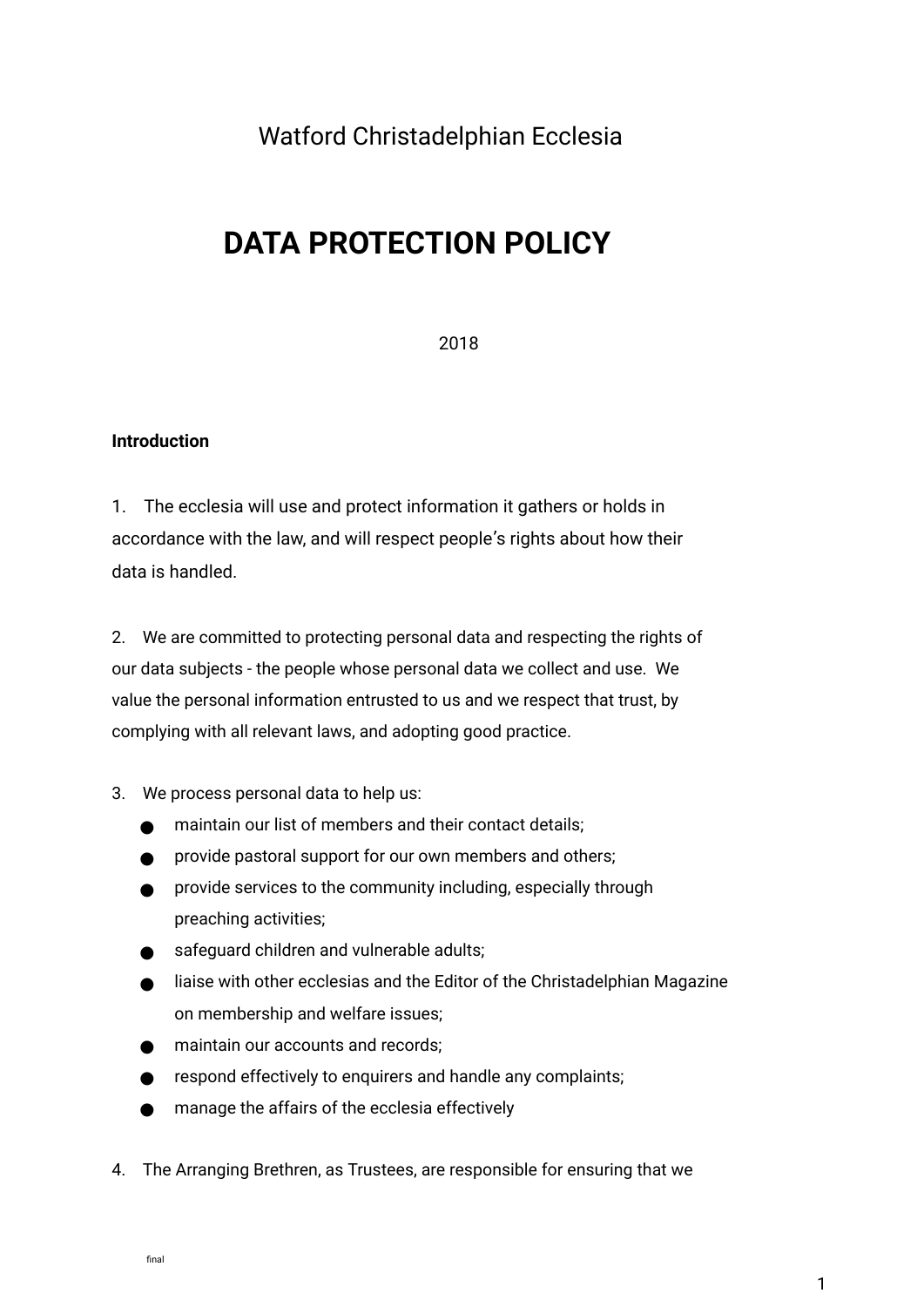Watford Christadelphian Ecclesia

# DATA PROTECTION POLICY

2018

**Introduction**

1. The ecclesia will use and protect information it gathers or holds in accordance with the law, and will respect people's rights about how their data is handled.

2. We are committed to protecting personal data and respecting the rights of our data subjects - the people whose personal data we collect and use. We value the personal information entrusted to us and we respect that trust, by complying with all relevant laws, and adopting good practice.

3. We process personal data to help us:
   - maintain our list of members and their contact details;
   - provide pastoral support for our own members and others;
   - provide services to the community including, especially through preaching activities;
   - safeguard children and vulnerable adults;
   - liaise with other ecclesias and the Editor of the Christadelphian Magazine on membership and welfare issues;
   - maintain our accounts and records;
   - respond effectively to enquirers and handle any complaints;
   - manage the affairs of the ecclesia effectively

4. The Arranging Brethren, as Trustees, are responsible for ensuring that we

final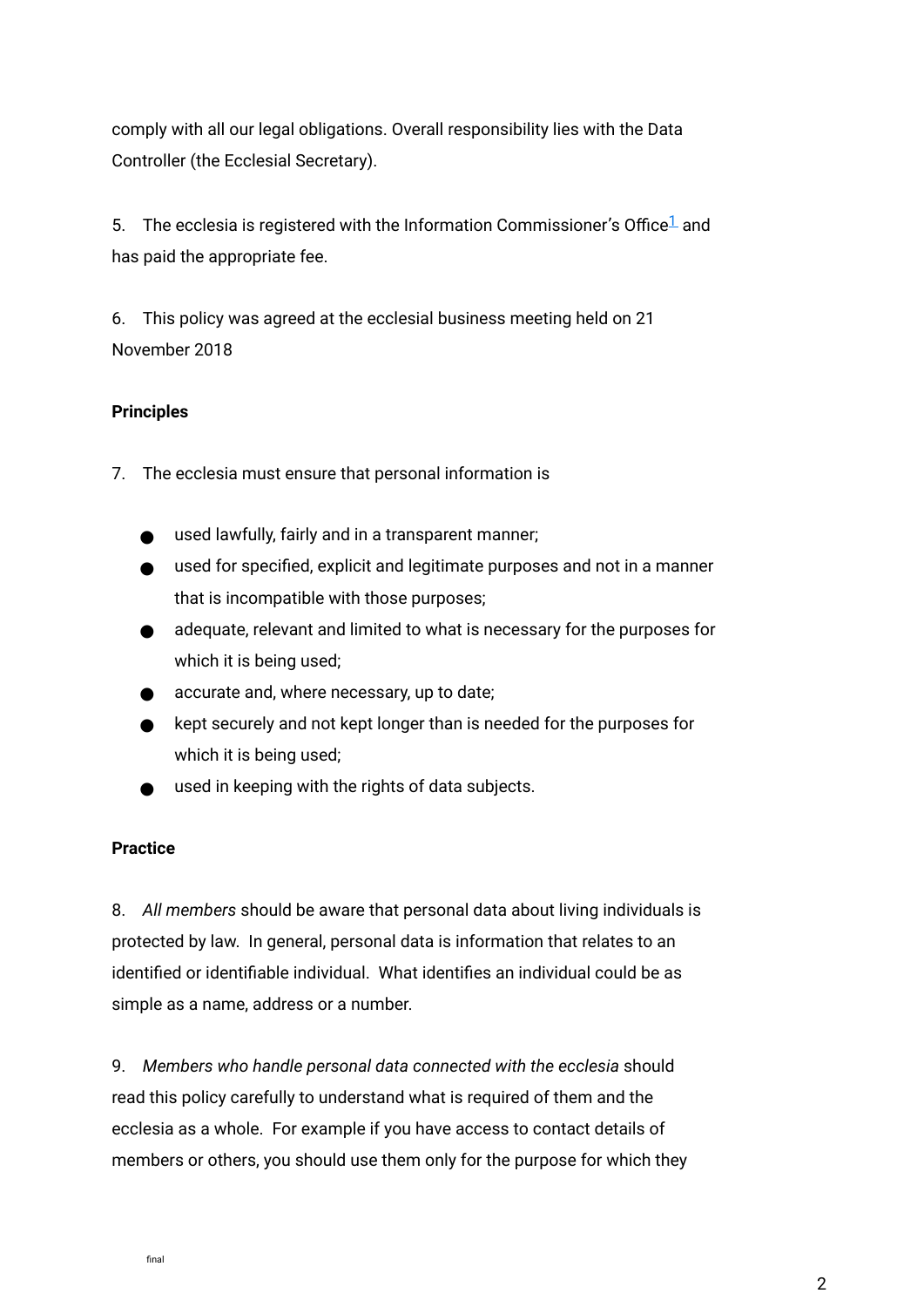comply with all our legal obligations. Overall responsibility lies with the Data Controller (the Ecclesial Secretary).

5. The ecclesia is registered with the Information Commissioner's Office[1] and has paid the appropriate fee.

6. This policy was agreed at the ecclesial business meeting held on 21 November 2018

**Principles**

7. The ecclesia must ensure that personal information is

- used lawfully, fairly and in a transparent manner;
- used for specified, explicit and legitimate purposes and not in a manner that is incompatible with those purposes;
- adequate, relevant and limited to what is necessary for the purposes for which it is being used;
- accurate and, where necessary, up to date;
- kept securely and not kept longer than is needed for the purposes for which it is being used;
- used in keeping with the rights of data subjects.

**Practice**

8. *All members* should be aware that personal data about living individuals is protected by law. In general, personal data is information that relates to an identified or identifiable individual. What identifies an individual could be as simple as a name, address or a number.

9. *Members who handle personal data connected with the ecclesia* should read this policy carefully to understand what is required of them and the ecclesia as a whole. For example if you have access to contact details of members or others, you should use them only for the purpose for which they

final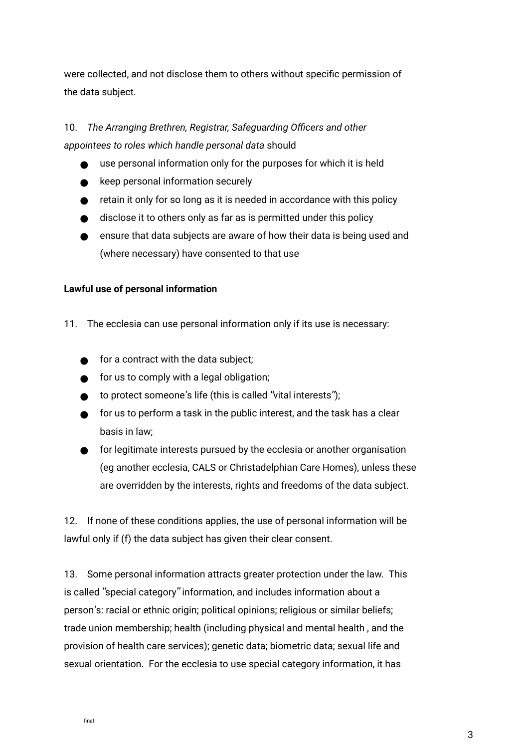were collected, and not disclose them to others without specific permission of the data subject.

10. *The Arranging Brethren, Registrar, Safeguarding Officers and other appointees to roles which handle personal data* should

- use personal information only for the purposes for which it is held
- keep personal information securely
- retain it only for so long as it is needed in accordance with this policy
- disclose it to others only as far as is permitted under this policy
- ensure that data subjects are aware of how their data is being used and (where necessary) have consented to that use

**Lawful use of personal information**

11. The ecclesia can use personal information only if its use is necessary:

- for a contract with the data subject;
- for us to comply with a legal obligation;
- to protect someone's life (this is called "vital interests");
- for us to perform a task in the public interest, and the task has a clear basis in law;
- for legitimate interests pursued by the ecclesia or another organisation (eg another ecclesia, CALS or Christadelphian Care Homes), unless these are overridden by the interests, rights and freedoms of the data subject.

12. If none of these conditions applies, the use of personal information will be lawful only if (f) the data subject has given their clear consent.

13. Some personal information attracts greater protection under the law. This is called "special category" information, and includes information about a person's: racial or ethnic origin; political opinions; religious or similar beliefs; trade union membership; health (including physical and mental health , and the provision of health care services); genetic data; biometric data; sexual life and sexual orientation. For the ecclesia to use special category information, it has

final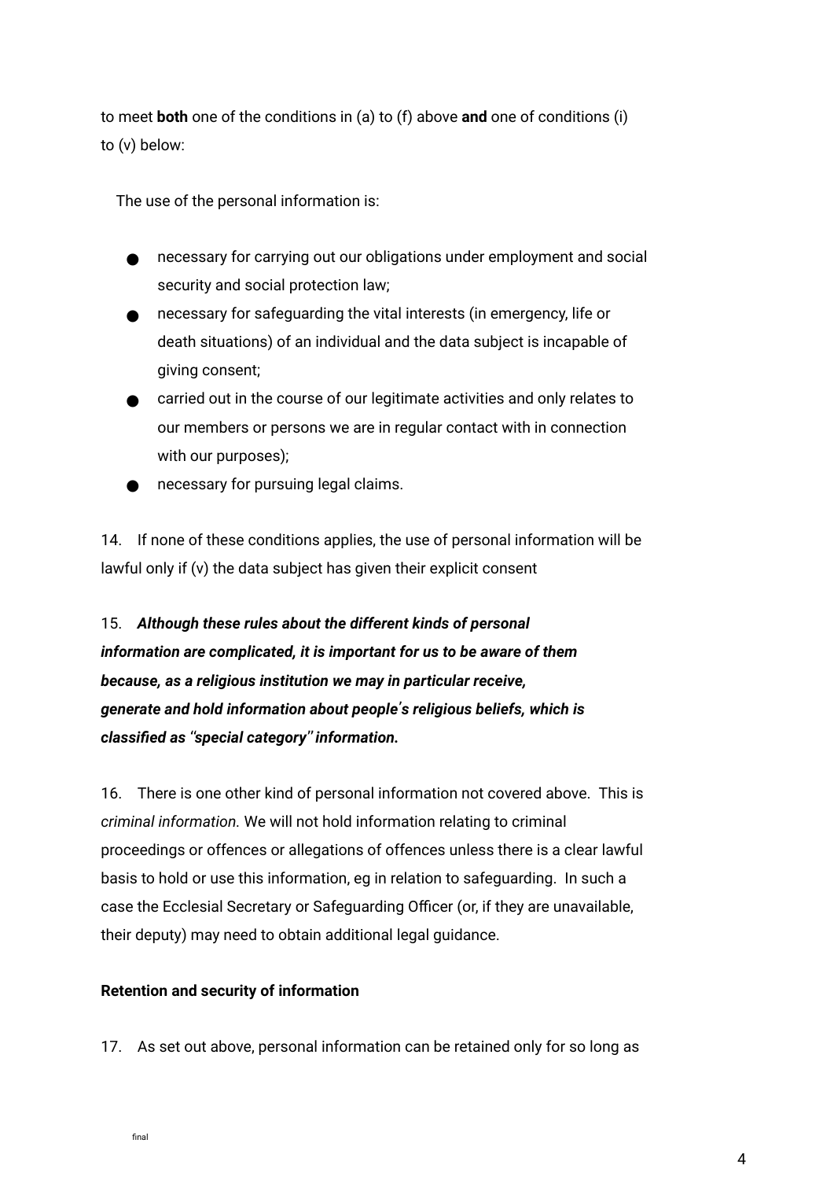to meet **both** one of the conditions in (a) to (f) above **and** one of conditions (i) to (v) below:

The use of the personal information is:

- necessary for carrying out our obligations under employment and social security and social protection law;
- necessary for safeguarding the vital interests (in emergency, life or death situations) of an individual and the data subject is incapable of giving consent;
- carried out in the course of our legitimate activities and only relates to our members or persons we are in regular contact with in connection with our purposes);
- necessary for pursuing legal claims.

14. If none of these conditions applies, the use of personal information will be lawful only if (v) the data subject has given their explicit consent

15. ***Although these rules about the different kinds of personal information are complicated, it is important for us to be aware of them because, as a religious institution we may in particular receive, generate and hold information about people's religious beliefs, which is classified as "special category" information.***

16. There is one other kind of personal information not covered above. This is *criminal information.* We will not hold information relating to criminal proceedings or offences or allegations of offences unless there is a clear lawful basis to hold or use this information, eg in relation to safeguarding. In such a case the Ecclesial Secretary or Safeguarding Officer (or, if they are unavailable, their deputy) may need to obtain additional legal guidance.

**Retention and security of information**

17. As set out above, personal information can be retained only for so long as

final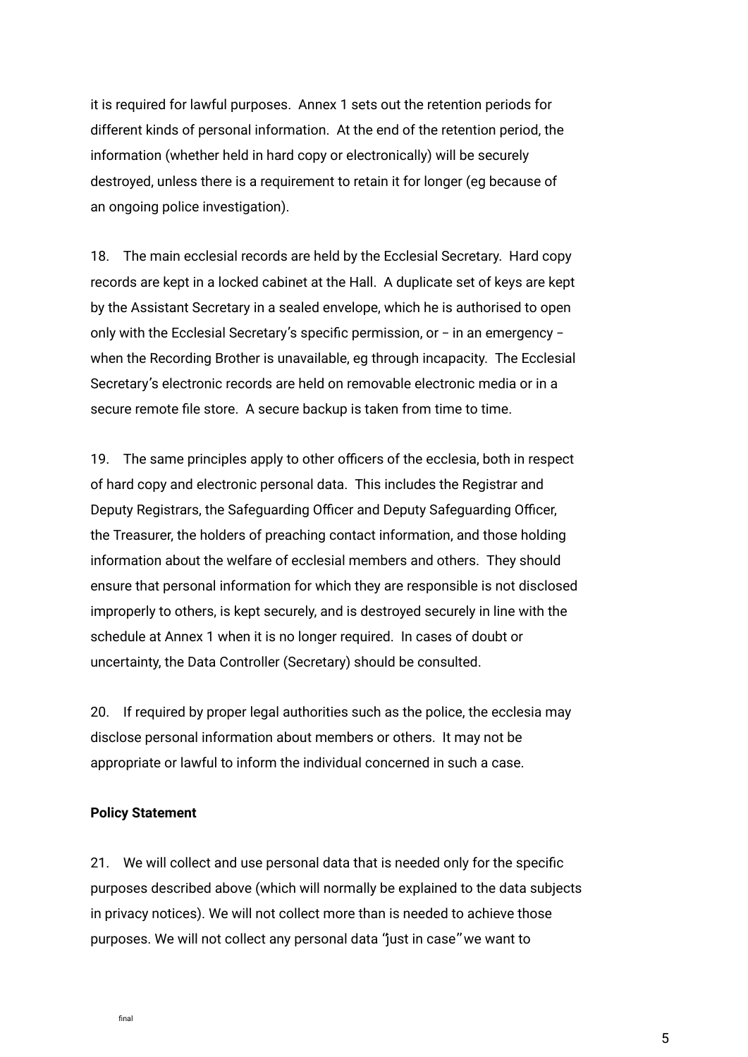it is required for lawful purposes. Annex 1 sets out the retention periods for different kinds of personal information. At the end of the retention period, the information (whether held in hard copy or electronically) will be securely destroyed, unless there is a requirement to retain it for longer (eg because of an ongoing police investigation).

18. The main ecclesial records are held by the Ecclesial Secretary. Hard copy records are kept in a locked cabinet at the Hall. A duplicate set of keys are kept by the Assistant Secretary in a sealed envelope, which he is authorised to open only with the Ecclesial Secretary's specific permission, or – in an emergency – when the Recording Brother is unavailable, eg through incapacity. The Ecclesial Secretary's electronic records are held on removable electronic media or in a secure remote file store. A secure backup is taken from time to time.

19. The same principles apply to other officers of the ecclesia, both in respect of hard copy and electronic personal data. This includes the Registrar and Deputy Registrars, the Safeguarding Officer and Deputy Safeguarding Officer, the Treasurer, the holders of preaching contact information, and those holding information about the welfare of ecclesial members and others. They should ensure that personal information for which they are responsible is not disclosed improperly to others, is kept securely, and is destroyed securely in line with the schedule at Annex 1 when it is no longer required. In cases of doubt or uncertainty, the Data Controller (Secretary) should be consulted.

20. If required by proper legal authorities such as the police, the ecclesia may disclose personal information about members or others. It may not be appropriate or lawful to inform the individual concerned in such a case.

**Policy Statement**

21. We will collect and use personal data that is needed only for the specific purposes described above (which will normally be explained to the data subjects in privacy notices). We will not collect more than is needed to achieve those purposes. We will not collect any personal data "just in case" we want to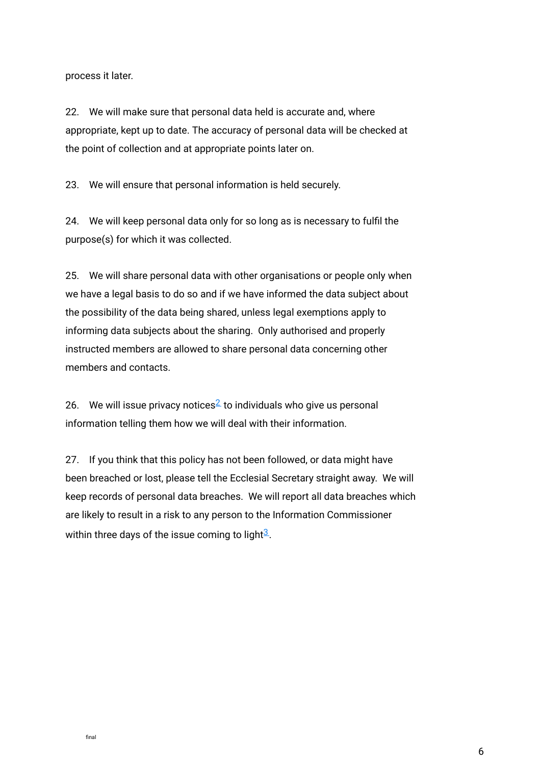process it later.

22. We will make sure that personal data held is accurate and, where appropriate, kept up to date. The accuracy of personal data will be checked at the point of collection and at appropriate points later on.

23. We will ensure that personal information is held securely.

24. We will keep personal data only for so long as is necessary to fulfil the purpose(s) for which it was collected.

25. We will share personal data with other organisations or people only when we have a legal basis to do so and if we have informed the data subject about the possibility of the data being shared, unless legal exemptions apply to informing data subjects about the sharing. Only authorised and properly instructed members are allowed to share personal data concerning other members and contacts.

26. We will issue privacy notices[2] to individuals who give us personal information telling them how we will deal with their information.

27. If you think that this policy has not been followed, or data might have been breached or lost, please tell the Ecclesial Secretary straight away. We will keep records of personal data breaches. We will report all data breaches which are likely to result in a risk to any person to the Information Commissioner within three days of the issue coming to light[3].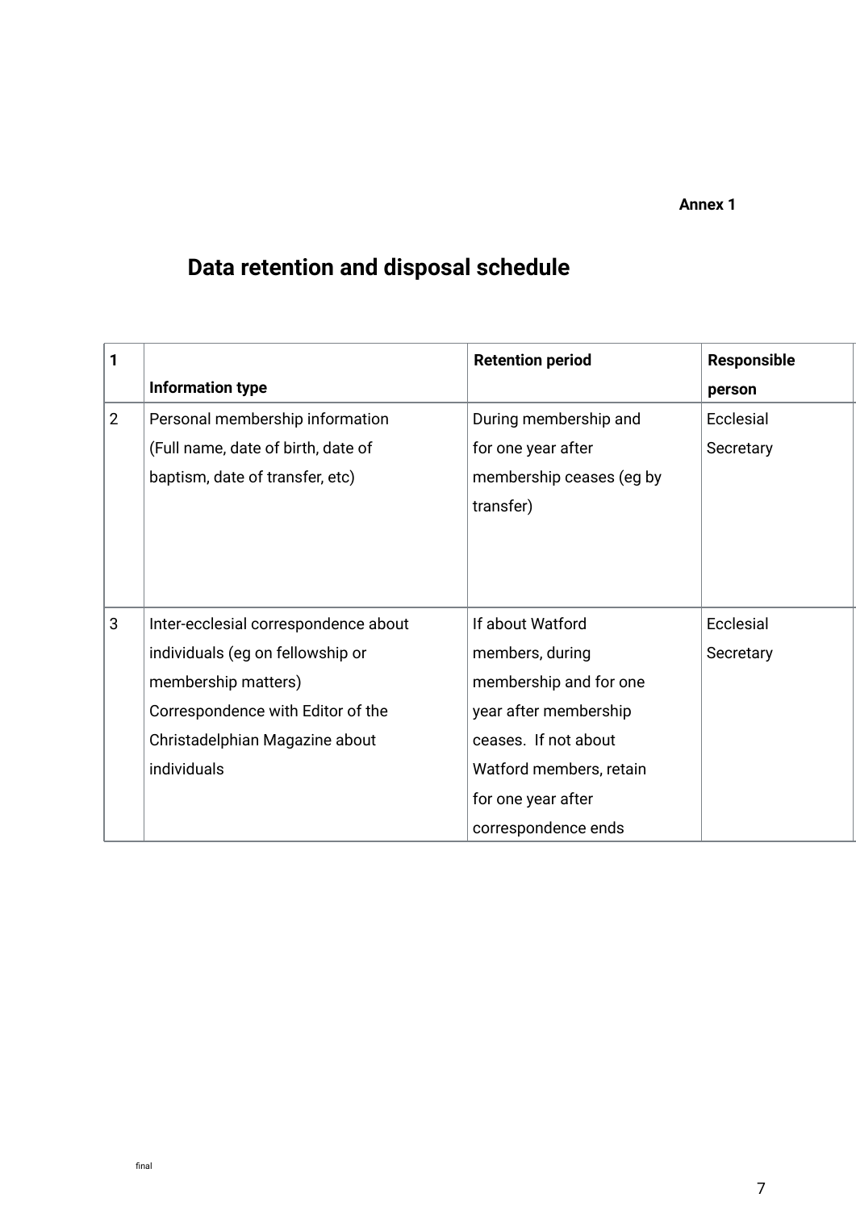**Annex 1**

# Data retention and disposal schedule

| 1 | Information type | Retention period | Responsible person |
|---|---|---|---|
| 2 | Personal membership information (Full name, date of birth, date of baptism, date of transfer, etc) | During membership and for one year after membership ceases (eg by transfer) | Ecclesial Secretary |
| 3 | Inter-ecclesial correspondence about individuals (eg on fellowship or membership matters) Correspondence with Editor of the Christadelphian Magazine about individuals | If about Watford members, during membership and for one year after membership ceases. If not about Watford members, retain for one year after correspondence ends | Ecclesial Secretary |

final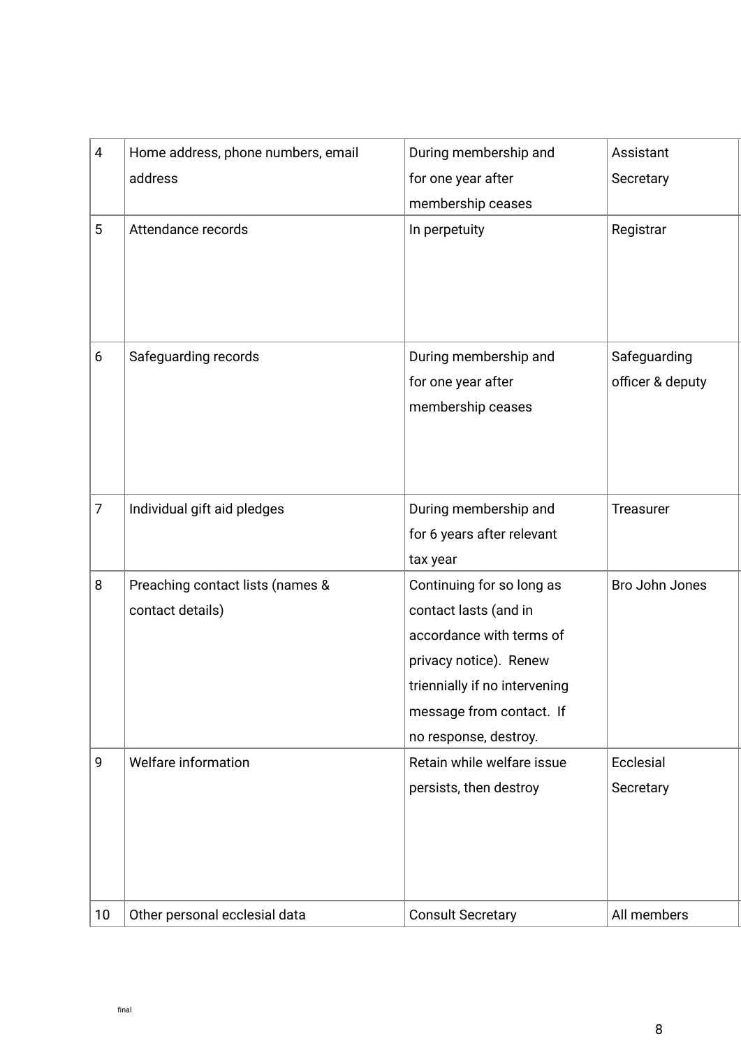| | | | |
|---|---|---|---|
| 4 | Home address, phone numbers, email address | During membership and for one year after membership ceases | Assistant Secretary |
| 5 | Attendance records | In perpetuity | Registrar |
| 6 | Safeguarding records | During membership and for one year after membership ceases | Safeguarding officer & deputy |
| 7 | Individual gift aid pledges | During membership and for 6 years after relevant tax year | Treasurer |
| 8 | Preaching contact lists (names & contact details) | Continuing for so long as contact lasts (and in accordance with terms of privacy notice). Renew triennially if no intervening message from contact. If no response, destroy. | Bro John Jones |
| 9 | Welfare information | Retain while welfare issue persists, then destroy | Ecclesial Secretary |
| 10 | Other personal ecclesial data | Consult Secretary | All members |

final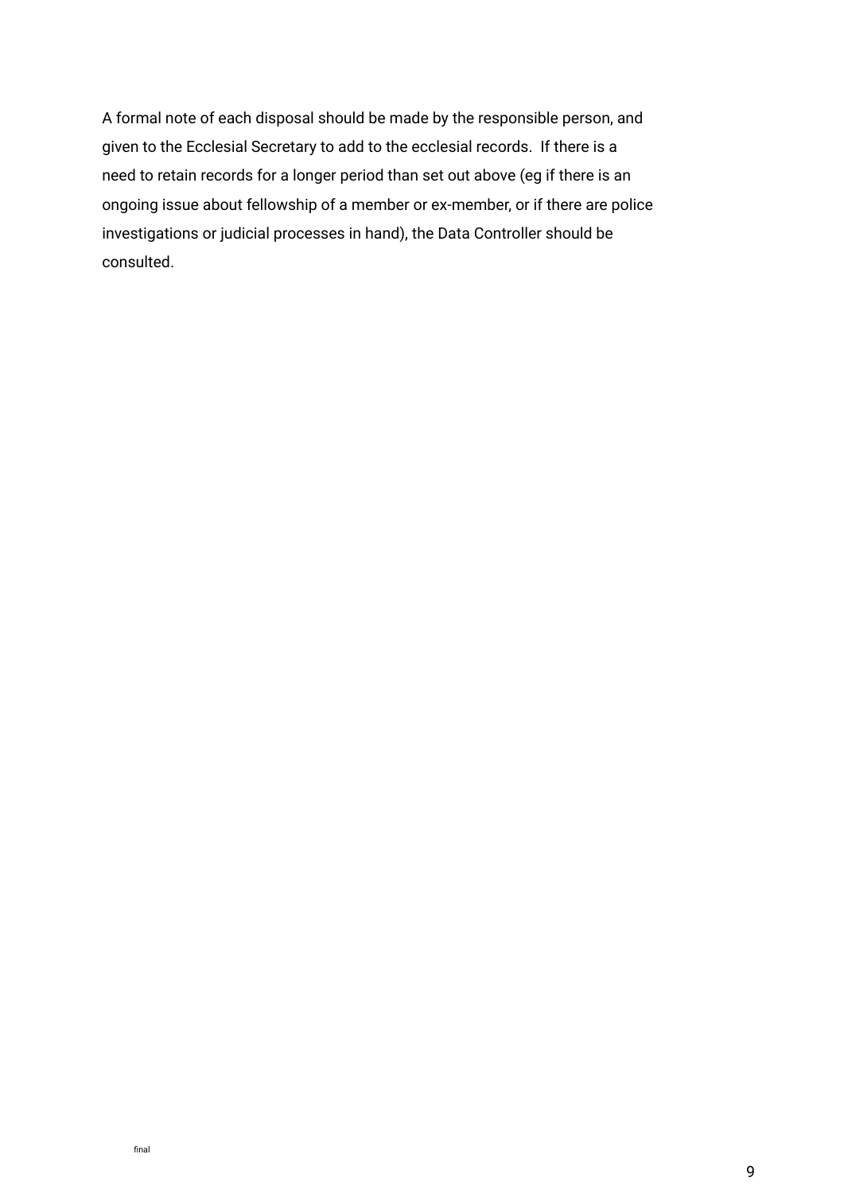A formal note of each disposal should be made by the responsible person, and given to the Ecclesial Secretary to add to the ecclesial records.  If there is a need to retain records for a longer period than set out above (eg if there is an ongoing issue about fellowship of a member or ex-member, or if there are police investigations or judicial processes in hand), the Data Controller should be consulted.